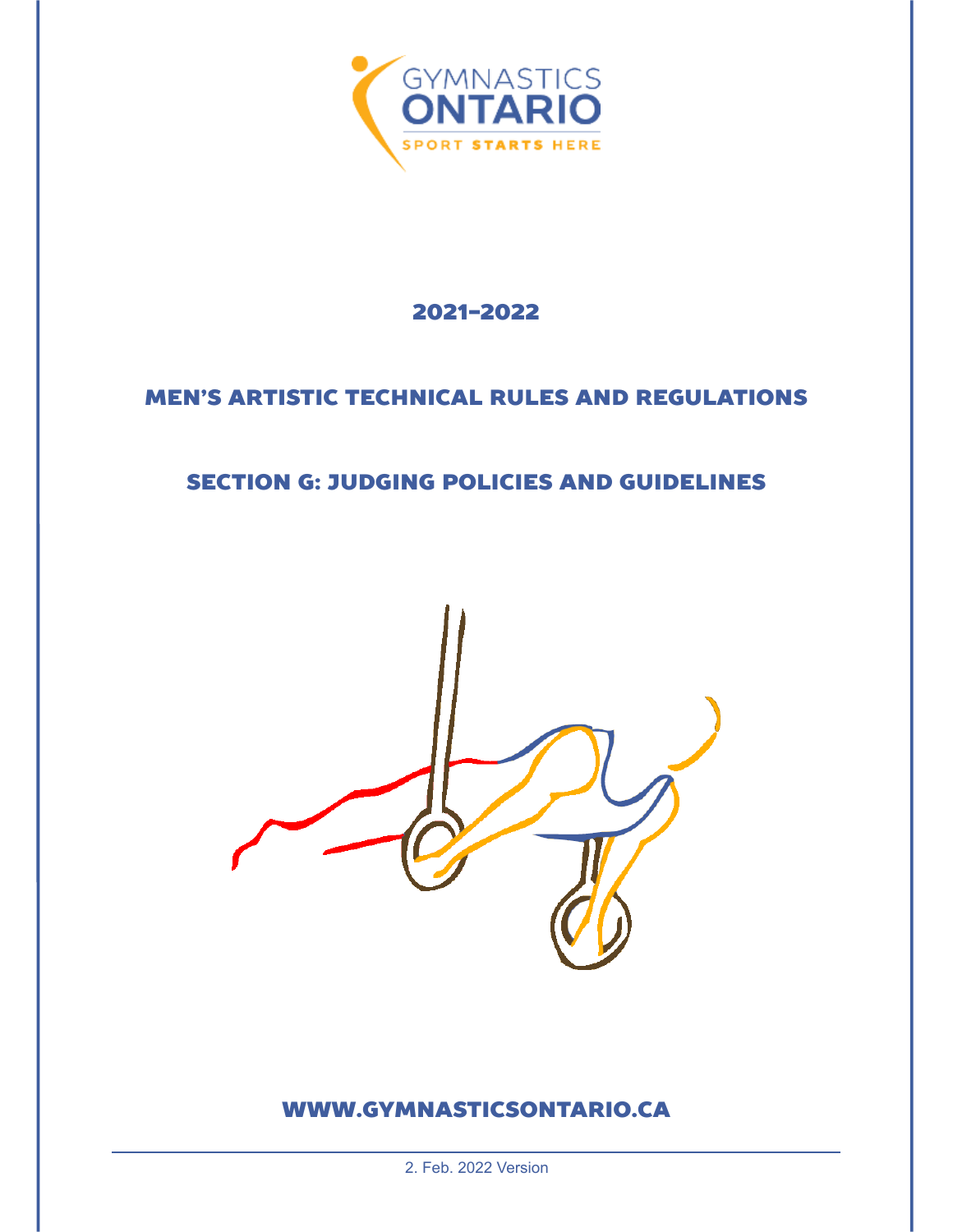GYMNASTICS ONTARIO

SPORT STARTS HERE

# 2021–2022

# MEN'S ARTISTIC TECHNICAL RULES AND REGULATIONS

# SECTION G: JUDGING POLICIES AND GUIDELINES

WWW.GYMNASTICSONTARIO.CA

2. Feb. 2022 Version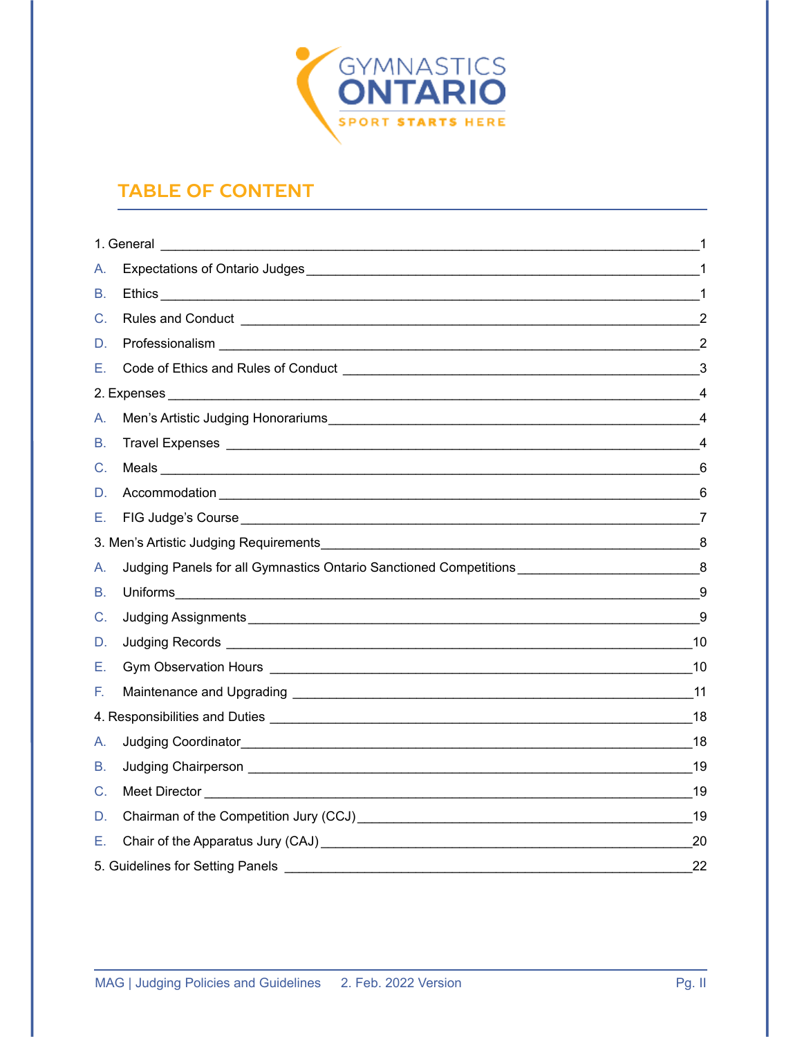# TABLE OF CONTENT

1. General ____ 1

A. Expectations of Ontario Judges ____ 1

B. Ethics ____ 1

C. Rules and Conduct ____ 2

D. Professionalism ____ 2

E. Code of Ethics and Rules of Conduct ____ 3

2. Expenses ____ 4

A. Men's Artistic Judging Honorariums ____ 4

B. Travel Expenses ____ 4

C. Meals ____ 6

D. Accommodation ____ 6

E. FIG Judge's Course ____ 7

3. Men's Artistic Judging Requirements ____ 8

A. Judging Panels for all Gymnastics Ontario Sanctioned Competitions ____ 8

B. Uniforms ____ 9

C. Judging Assignments ____ 9

D. Judging Records ____ 10

E. Gym Observation Hours ____ 10

F. Maintenance and Upgrading ____ 11

4. Responsibilities and Duties ____ 18

A. Judging Coordinator ____ 18

B. Judging Chairperson ____ 19

C. Meet Director ____ 19

D. Chairman of the Competition Jury (CCJ) ____ 19

E. Chair of the Apparatus Jury (CAJ) ____ 20

5. Guidelines for Setting Panels ____ 22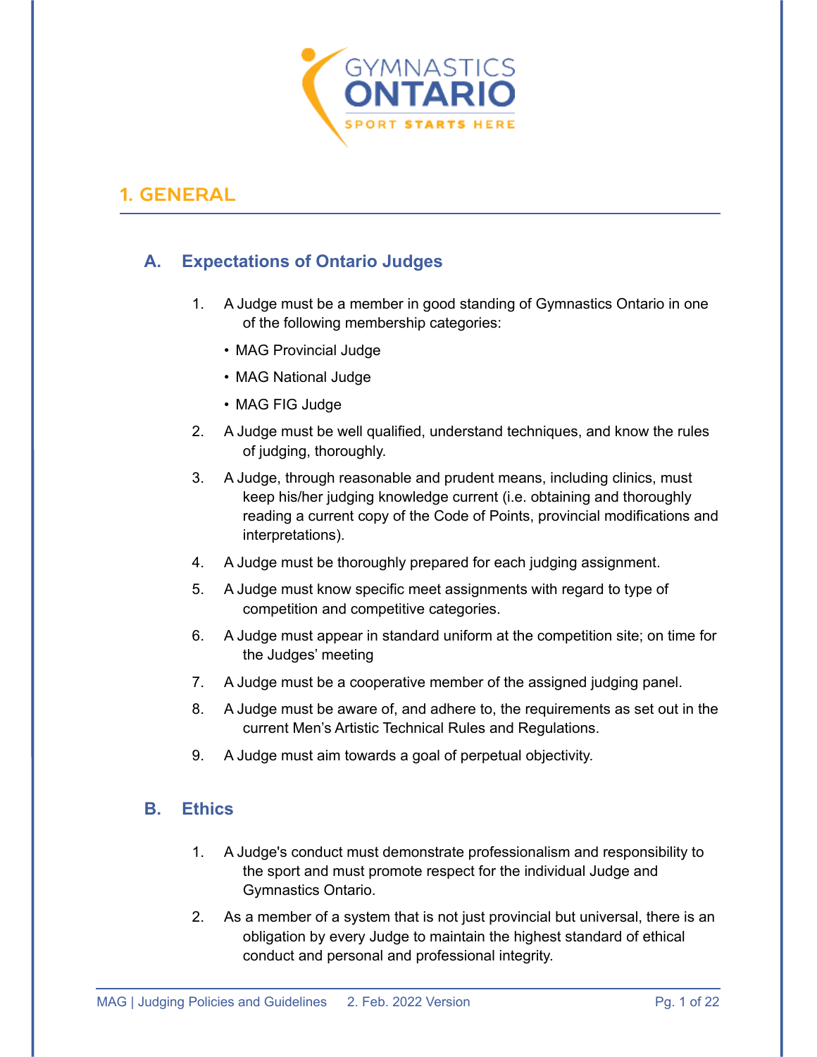# 1. GENERAL

## A. Expectations of Ontario Judges

1. A Judge must be a member in good standing of Gymnastics Ontario in one of the following membership categories:
   - MAG Provincial Judge
   - MAG National Judge
   - MAG FIG Judge
2. A Judge must be well qualified, understand techniques, and know the rules of judging, thoroughly.
3. A Judge, through reasonable and prudent means, including clinics, must keep his/her judging knowledge current (i.e. obtaining and thoroughly reading a current copy of the Code of Points, provincial modifications and interpretations).
4. A Judge must be thoroughly prepared for each judging assignment.
5. A Judge must know specific meet assignments with regard to type of competition and competitive categories.
6. A Judge must appear in standard uniform at the competition site; on time for the Judges' meeting
7. A Judge must be a cooperative member of the assigned judging panel.
8. A Judge must be aware of, and adhere to, the requirements as set out in the current Men's Artistic Technical Rules and Regulations.
9. A Judge must aim towards a goal of perpetual objectivity.

## B. Ethics

1. A Judge's conduct must demonstrate professionalism and responsibility to the sport and must promote respect for the individual Judge and Gymnastics Ontario.
2. As a member of a system that is not just provincial but universal, there is an obligation by every Judge to maintain the highest standard of ethical conduct and personal and professional integrity.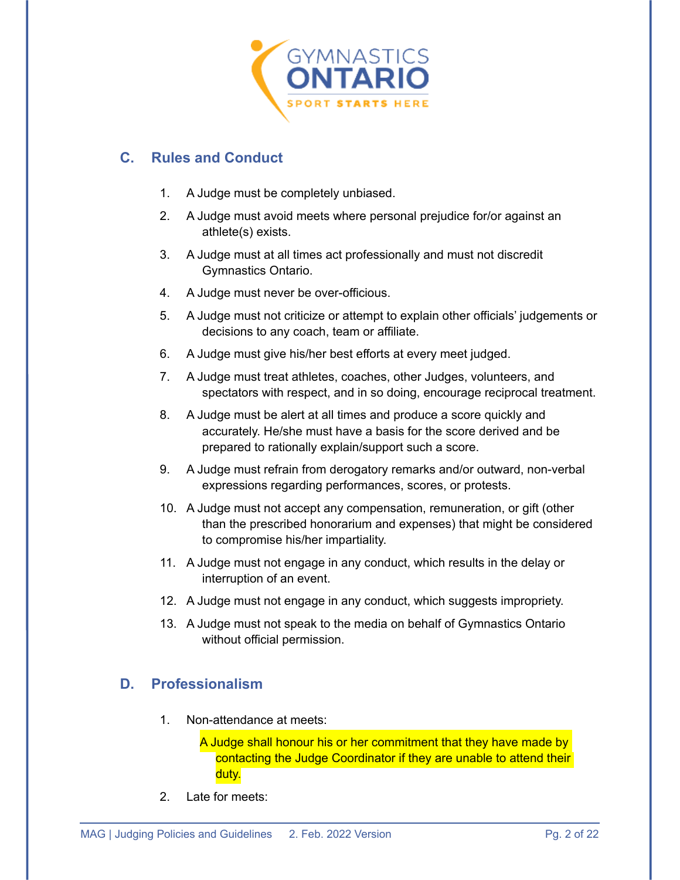## C. Rules and Conduct

1. A Judge must be completely unbiased.
2. A Judge must avoid meets where personal prejudice for/or against an athlete(s) exists.
3. A Judge must at all times act professionally and must not discredit Gymnastics Ontario.
4. A Judge must never be over-officious.
5. A Judge must not criticize or attempt to explain other officials' judgements or decisions to any coach, team or affiliate.
6. A Judge must give his/her best efforts at every meet judged.
7. A Judge must treat athletes, coaches, other Judges, volunteers, and spectators with respect, and in so doing, encourage reciprocal treatment.
8. A Judge must be alert at all times and produce a score quickly and accurately. He/she must have a basis for the score derived and be prepared to rationally explain/support such a score.
9. A Judge must refrain from derogatory remarks and/or outward, non-verbal expressions regarding performances, scores, or protests.
10. A Judge must not accept any compensation, remuneration, or gift (other than the prescribed honorarium and expenses) that might be considered to compromise his/her impartiality.
11. A Judge must not engage in any conduct, which results in the delay or interruption of an event.
12. A Judge must not engage in any conduct, which suggests impropriety.
13. A Judge must not speak to the media on behalf of Gymnastics Ontario without official permission.

## D. Professionalism

1. Non-attendance at meets:

   A Judge shall honour his or her commitment that they have made by contacting the Judge Coordinator if they are unable to attend their duty.

2. Late for meets: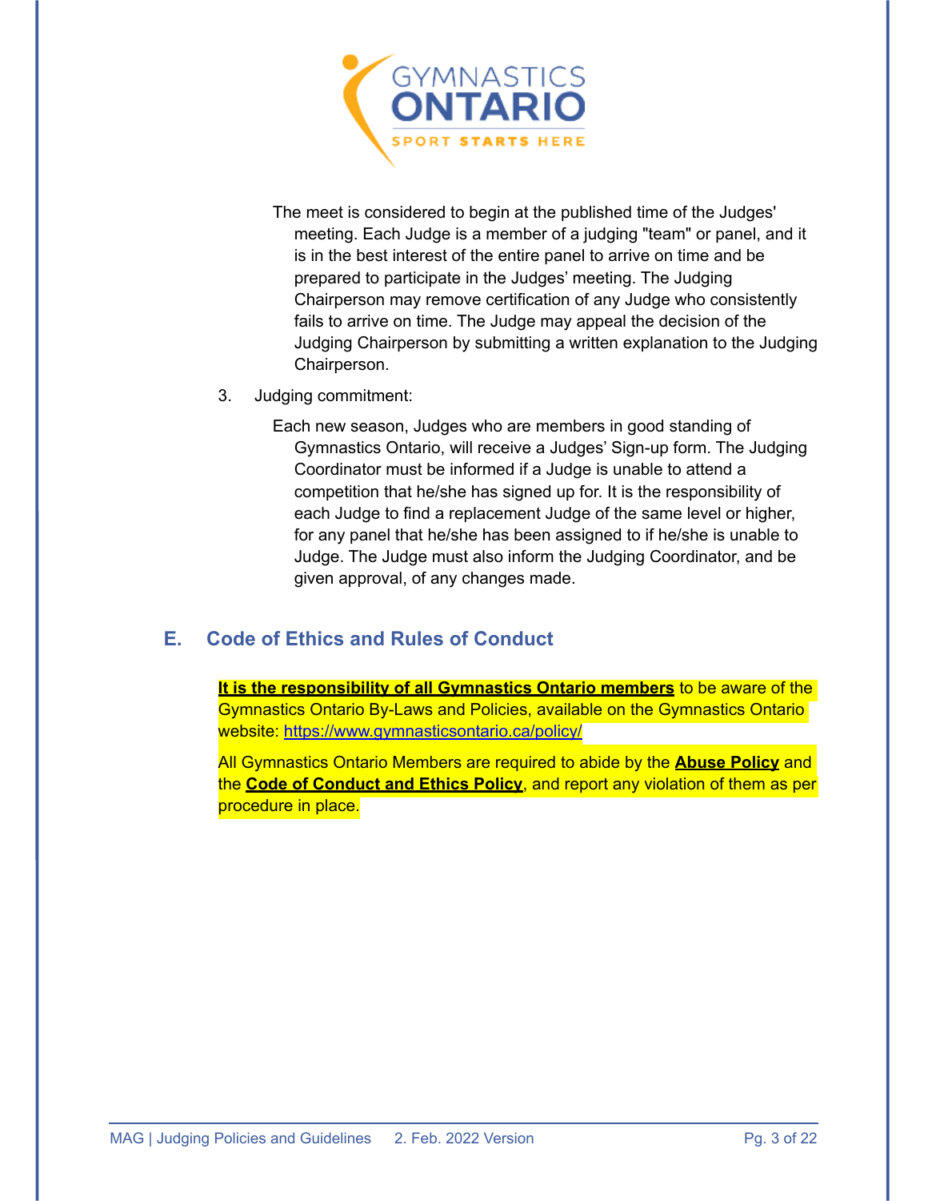The meet is considered to begin at the published time of the Judges' meeting. Each Judge is a member of a judging "team" or panel, and it is in the best interest of the entire panel to arrive on time and be prepared to participate in the Judges' meeting. The Judging Chairperson may remove certification of any Judge who consistently fails to arrive on time. The Judge may appeal the decision of the Judging Chairperson by submitting a written explanation to the Judging Chairperson.

3. Judging commitment:

   Each new season, Judges who are members in good standing of Gymnastics Ontario, will receive a Judges' Sign-up form. The Judging Coordinator must be informed if a Judge is unable to attend a competition that he/she has signed up for. It is the responsibility of each Judge to find a replacement Judge of the same level or higher, for any panel that he/she has been assigned to if he/she is unable to Judge. The Judge must also inform the Judging Coordinator, and be given approval, of any changes made.

## E. Code of Ethics and Rules of Conduct

**It is the responsibility of all Gymnastics Ontario members** to be aware of the Gymnastics Ontario By-Laws and Policies, available on the Gymnastics Ontario website: https://www.gymnasticsontario.ca/policy/

All Gymnastics Ontario Members are required to abide by the **Abuse Policy** and the **Code of Conduct and Ethics Policy**, and report any violation of them as per procedure in place.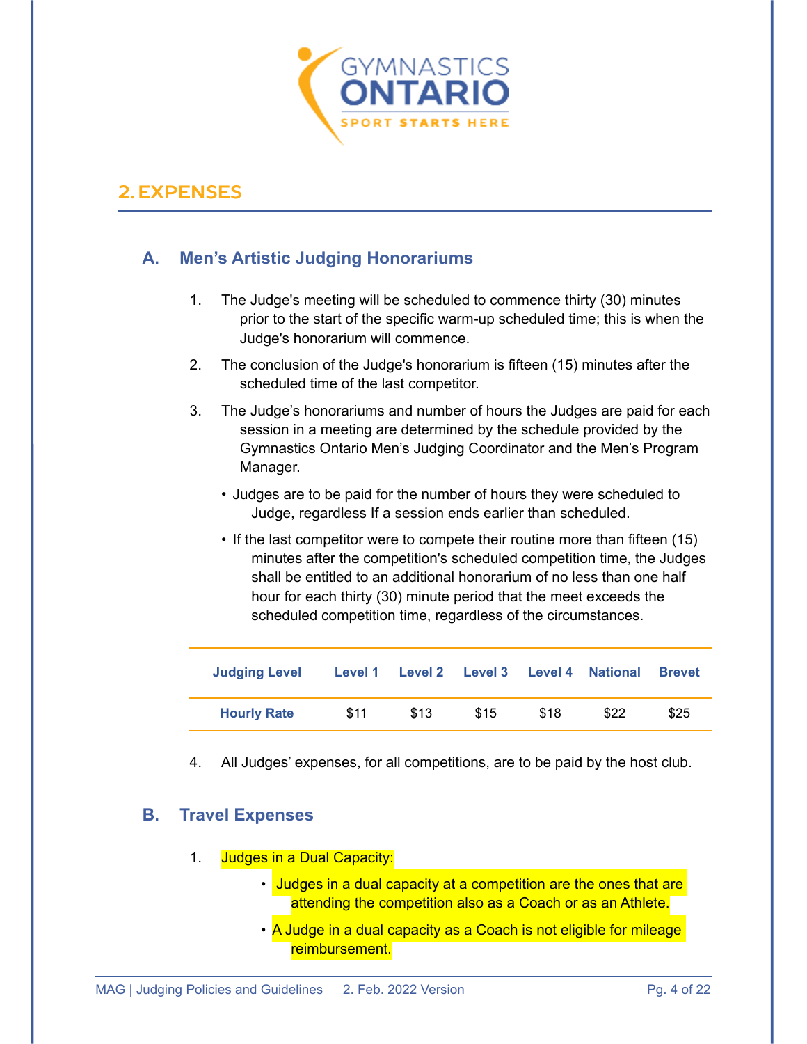## 2. EXPENSES

### A. Men's Artistic Judging Honorariums

1. The Judge's meeting will be scheduled to commence thirty (30) minutes prior to the start of the specific warm-up scheduled time; this is when the Judge's honorarium will commence.
2. The conclusion of the Judge's honorarium is fifteen (15) minutes after the scheduled time of the last competitor.
3. The Judge's honorariums and number of hours the Judges are paid for each session in a meeting are determined by the schedule provided by the Gymnastics Ontario Men's Judging Coordinator and the Men's Program Manager.
   - Judges are to be paid for the number of hours they were scheduled to Judge, regardless If a session ends earlier than scheduled.
   - If the last competitor were to compete their routine more than fifteen (15) minutes after the competition's scheduled competition time, the Judges shall be entitled to an additional honorarium of no less than one half hour for each thirty (30) minute period that the meet exceeds the scheduled competition time, regardless of the circumstances.

| Judging Level | Level 1 | Level 2 | Level 3 | Level 4 | National | Brevet |
|---|---|---|---|---|---|---|
| Hourly Rate | $11 | $13 | $15 | $18 | $22 | $25 |

4. All Judges' expenses, for all competitions, are to be paid by the host club.

### B. Travel Expenses

1. Judges in a Dual Capacity:
   - Judges in a dual capacity at a competition are the ones that are attending the competition also as a Coach or as an Athlete.
   - A Judge in a dual capacity as a Coach is not eligible for mileage reimbursement.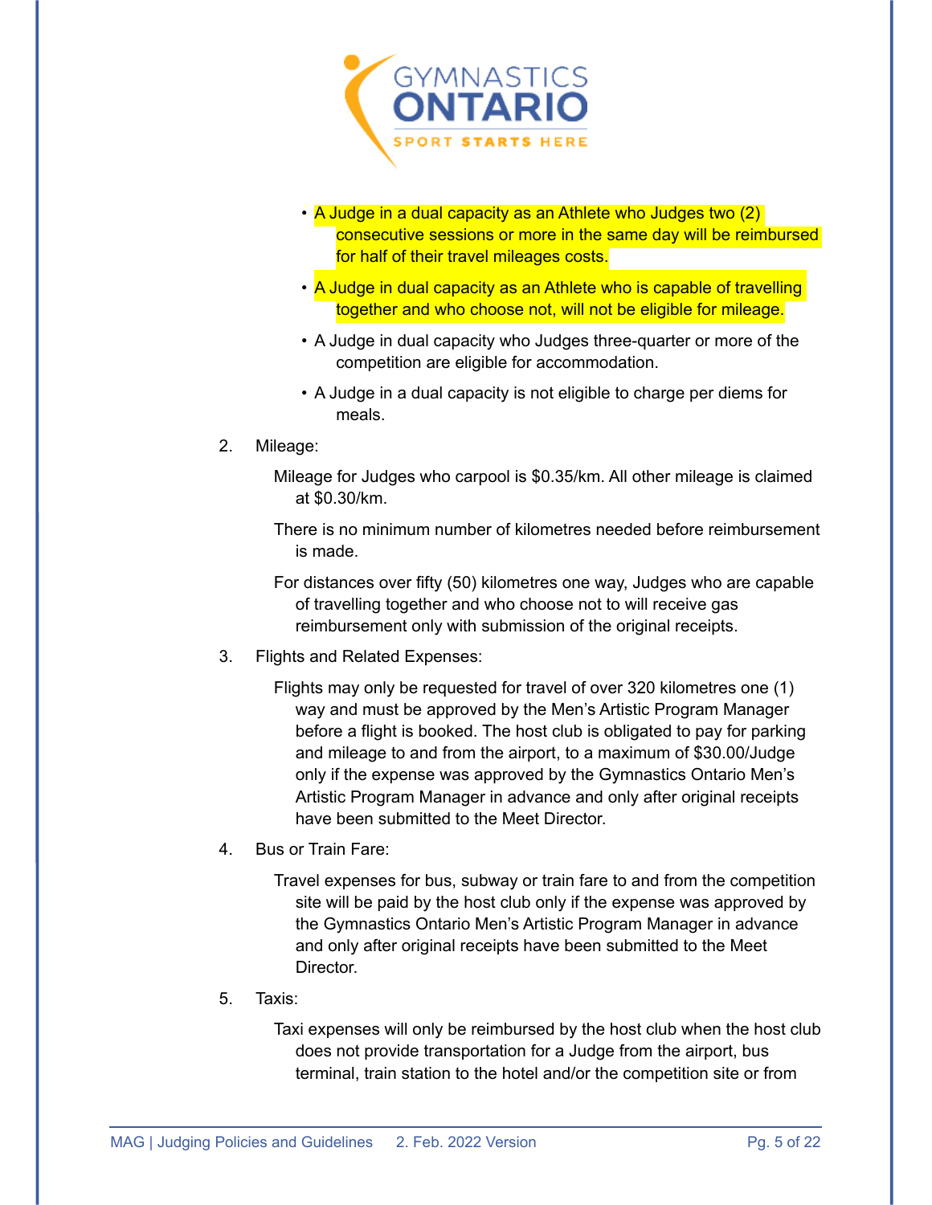- A Judge in a dual capacity as an Athlete who Judges two (2) consecutive sessions or more in the same day will be reimbursed for half of their travel mileages costs.
- A Judge in dual capacity as an Athlete who is capable of travelling together and who choose not, will not be eligible for mileage.
- A Judge in dual capacity who Judges three-quarter or more of the competition are eligible for accommodation.
- A Judge in a dual capacity is not eligible to charge per diems for meals.

2. Mileage:

   Mileage for Judges who carpool is $0.35/km. All other mileage is claimed at $0.30/km.

   There is no minimum number of kilometres needed before reimbursement is made.

   For distances over fifty (50) kilometres one way, Judges who are capable of travelling together and who choose not to will receive gas reimbursement only with submission of the original receipts.

3. Flights and Related Expenses:

   Flights may only be requested for travel of over 320 kilometres one (1) way and must be approved by the Men's Artistic Program Manager before a flight is booked. The host club is obligated to pay for parking and mileage to and from the airport, to a maximum of $30.00/Judge only if the expense was approved by the Gymnastics Ontario Men's Artistic Program Manager in advance and only after original receipts have been submitted to the Meet Director.

4. Bus or Train Fare:

   Travel expenses for bus, subway or train fare to and from the competition site will be paid by the host club only if the expense was approved by the Gymnastics Ontario Men's Artistic Program Manager in advance and only after original receipts have been submitted to the Meet Director.

5. Taxis:

   Taxi expenses will only be reimbursed by the host club when the host club does not provide transportation for a Judge from the airport, bus terminal, train station to the hotel and/or the competition site or from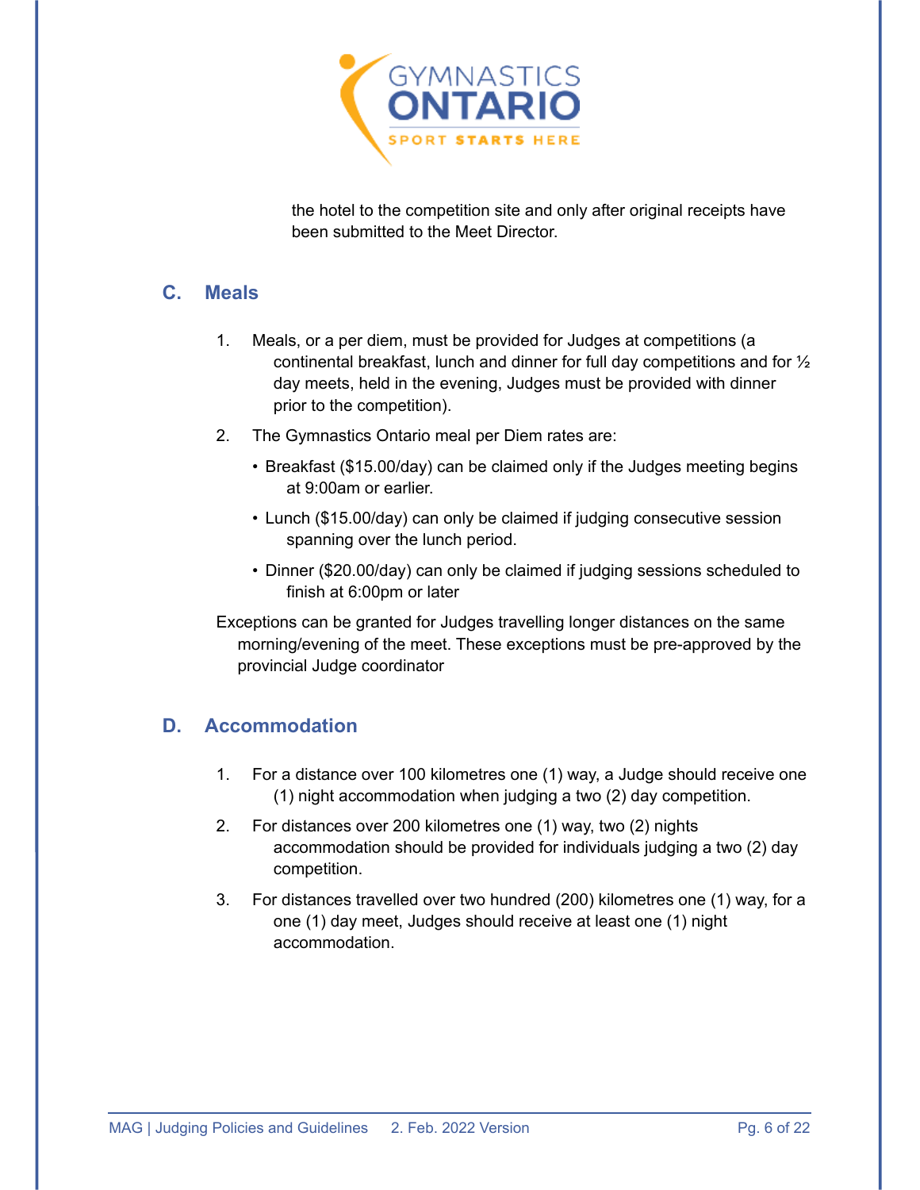the hotel to the competition site and only after original receipts have been submitted to the Meet Director.

## C. Meals

1. Meals, or a per diem, must be provided for Judges at competitions (a continental breakfast, lunch and dinner for full day competitions and for ½ day meets, held in the evening, Judges must be provided with dinner prior to the competition).
2. The Gymnastics Ontario meal per Diem rates are:
   - Breakfast ($15.00/day) can be claimed only if the Judges meeting begins at 9:00am or earlier.
   - Lunch ($15.00/day) can only be claimed if judging consecutive session spanning over the lunch period.
   - Dinner ($20.00/day) can only be claimed if judging sessions scheduled to finish at 6:00pm or later

Exceptions can be granted for Judges travelling longer distances on the same morning/evening of the meet. These exceptions must be pre-approved by the provincial Judge coordinator

## D. Accommodation

1. For a distance over 100 kilometres one (1) way, a Judge should receive one (1) night accommodation when judging a two (2) day competition.
2. For distances over 200 kilometres one (1) way, two (2) nights accommodation should be provided for individuals judging a two (2) day competition.
3. For distances travelled over two hundred (200) kilometres one (1) way, for a one (1) day meet, Judges should receive at least one (1) night accommodation.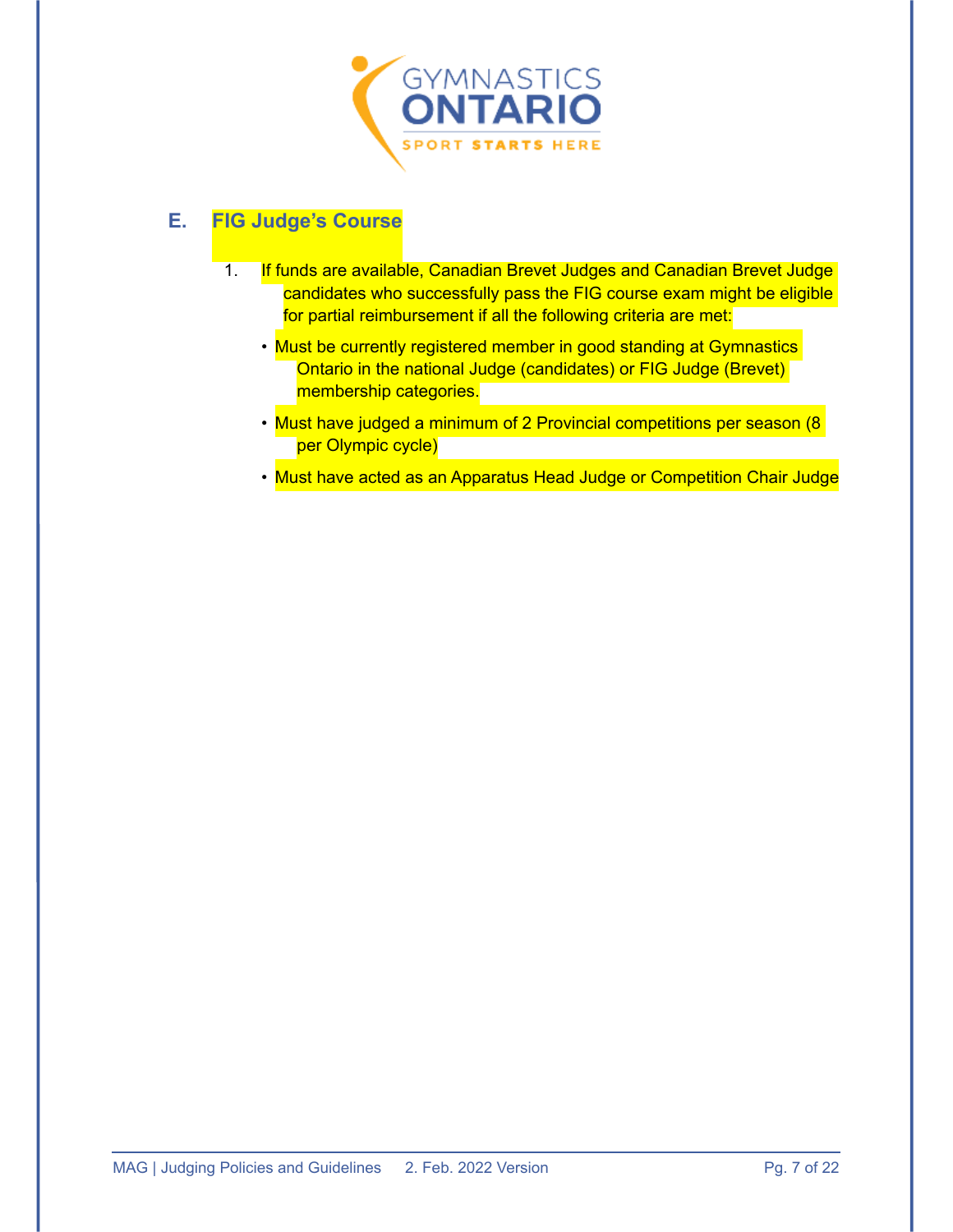## E. FIG Judge's Course

1. If funds are available, Canadian Brevet Judges and Canadian Brevet Judge candidates who successfully pass the FIG course exam might be eligible for partial reimbursement if all the following criteria are met:

   - Must be currently registered member in good standing at Gymnastics Ontario in the national Judge (candidates) or FIG Judge (Brevet) membership categories.
   - Must have judged a minimum of 2 Provincial competitions per season (8 per Olympic cycle)
   - Must have acted as an Apparatus Head Judge or Competition Chair Judge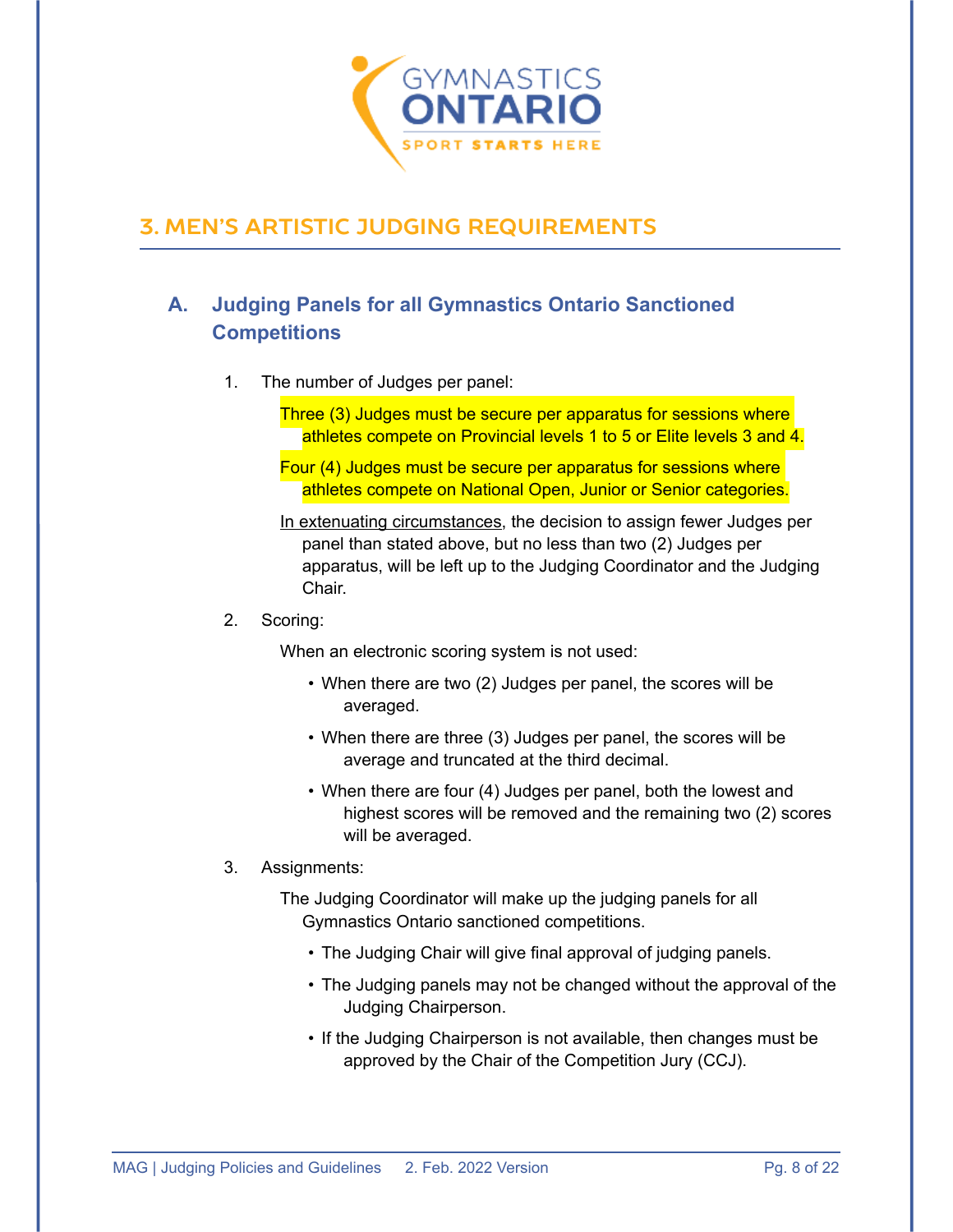## 3. MEN'S ARTISTIC JUDGING REQUIREMENTS

### A. Judging Panels for all Gymnastics Ontario Sanctioned Competitions

1. The number of Judges per panel:

   Three (3) Judges must be secure per apparatus for sessions where athletes compete on Provincial levels 1 to 5 or Elite levels 3 and 4.

   Four (4) Judges must be secure per apparatus for sessions where athletes compete on National Open, Junior or Senior categories.

   In extenuating circumstances, the decision to assign fewer Judges per panel than stated above, but no less than two (2) Judges per apparatus, will be left up to the Judging Coordinator and the Judging Chair.

2. Scoring:

   When an electronic scoring system is not used:

   - When there are two (2) Judges per panel, the scores will be averaged.
   - When there are three (3) Judges per panel, the scores will be average and truncated at the third decimal.
   - When there are four (4) Judges per panel, both the lowest and highest scores will be removed and the remaining two (2) scores will be averaged.

3. Assignments:

   The Judging Coordinator will make up the judging panels for all Gymnastics Ontario sanctioned competitions.

   - The Judging Chair will give final approval of judging panels.
   - The Judging panels may not be changed without the approval of the Judging Chairperson.
   - If the Judging Chairperson is not available, then changes must be approved by the Chair of the Competition Jury (CCJ).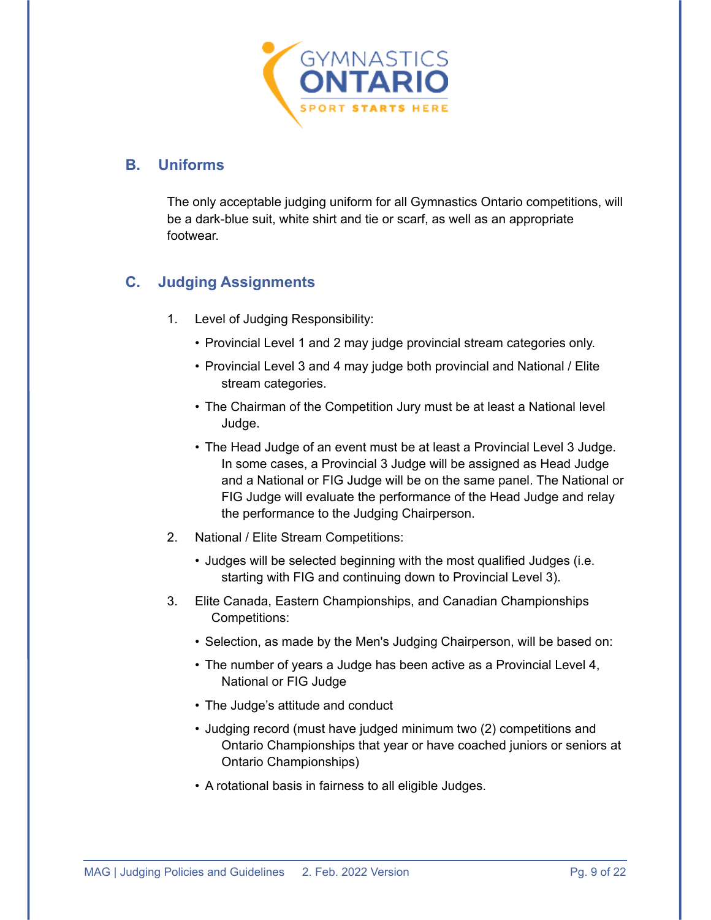## B. Uniforms

The only acceptable judging uniform for all Gymnastics Ontario competitions, will be a dark-blue suit, white shirt and tie or scarf, as well as an appropriate footwear.

## C. Judging Assignments

1. Level of Judging Responsibility:
   - Provincial Level 1 and 2 may judge provincial stream categories only.
   - Provincial Level 3 and 4 may judge both provincial and National / Elite stream categories.
   - The Chairman of the Competition Jury must be at least a National level Judge.
   - The Head Judge of an event must be at least a Provincial Level 3 Judge. In some cases, a Provincial 3 Judge will be assigned as Head Judge and a National or FIG Judge will be on the same panel. The National or FIG Judge will evaluate the performance of the Head Judge and relay the performance to the Judging Chairperson.
2. National / Elite Stream Competitions:
   - Judges will be selected beginning with the most qualified Judges (i.e. starting with FIG and continuing down to Provincial Level 3).
3. Elite Canada, Eastern Championships, and Canadian Championships Competitions:
   - Selection, as made by the Men's Judging Chairperson, will be based on:
   - The number of years a Judge has been active as a Provincial Level 4, National or FIG Judge
   - The Judge's attitude and conduct
   - Judging record (must have judged minimum two (2) competitions and Ontario Championships that year or have coached juniors or seniors at Ontario Championships)
   - A rotational basis in fairness to all eligible Judges.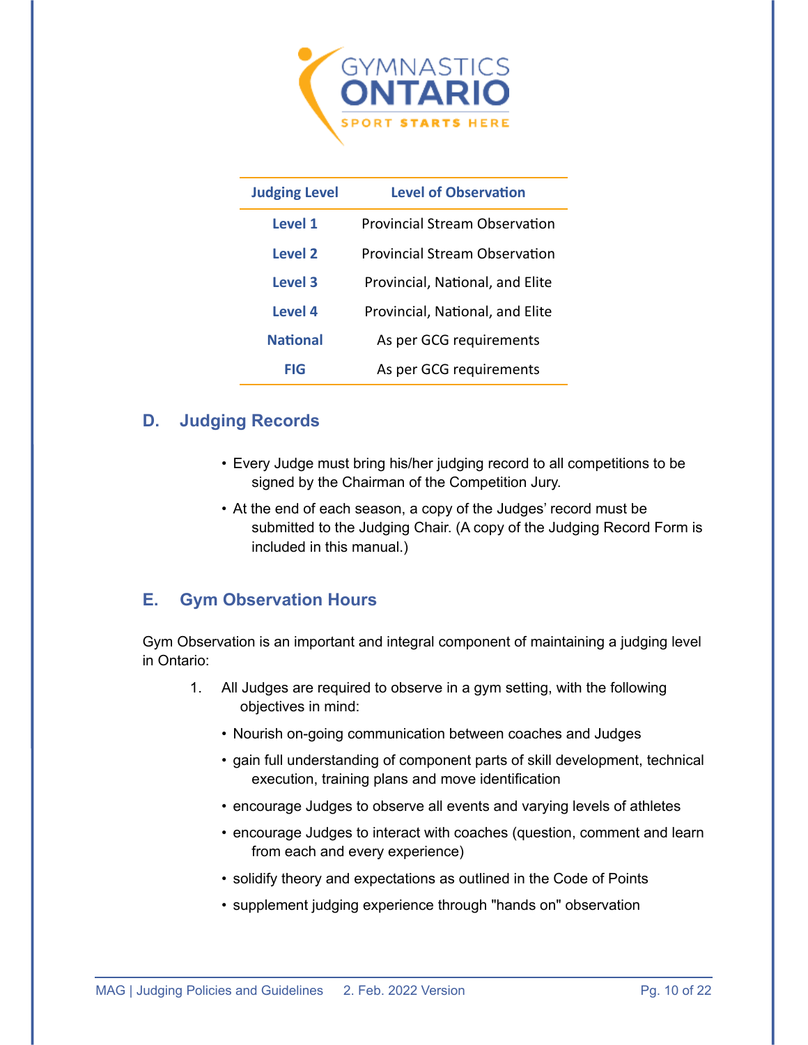| Judging Level | Level of Observation |
|---|---|
| Level 1 | Provincial Stream Observation |
| Level 2 | Provincial Stream Observation |
| Level 3 | Provincial, National, and Elite |
| Level 4 | Provincial, National, and Elite |
| National | As per GCG requirements |
| FIG | As per GCG requirements |

## D. Judging Records

- Every Judge must bring his/her judging record to all competitions to be signed by the Chairman of the Competition Jury.
- At the end of each season, a copy of the Judges' record must be submitted to the Judging Chair. (A copy of the Judging Record Form is included in this manual.)

## E. Gym Observation Hours

Gym Observation is an important and integral component of maintaining a judging level in Ontario:

1. All Judges are required to observe in a gym setting, with the following objectives in mind:
    - Nourish on-going communication between coaches and Judges
    - gain full understanding of component parts of skill development, technical execution, training plans and move identification
    - encourage Judges to observe all events and varying levels of athletes
    - encourage Judges to interact with coaches (question, comment and learn from each and every experience)
    - solidify theory and expectations as outlined in the Code of Points
    - supplement judging experience through "hands on" observation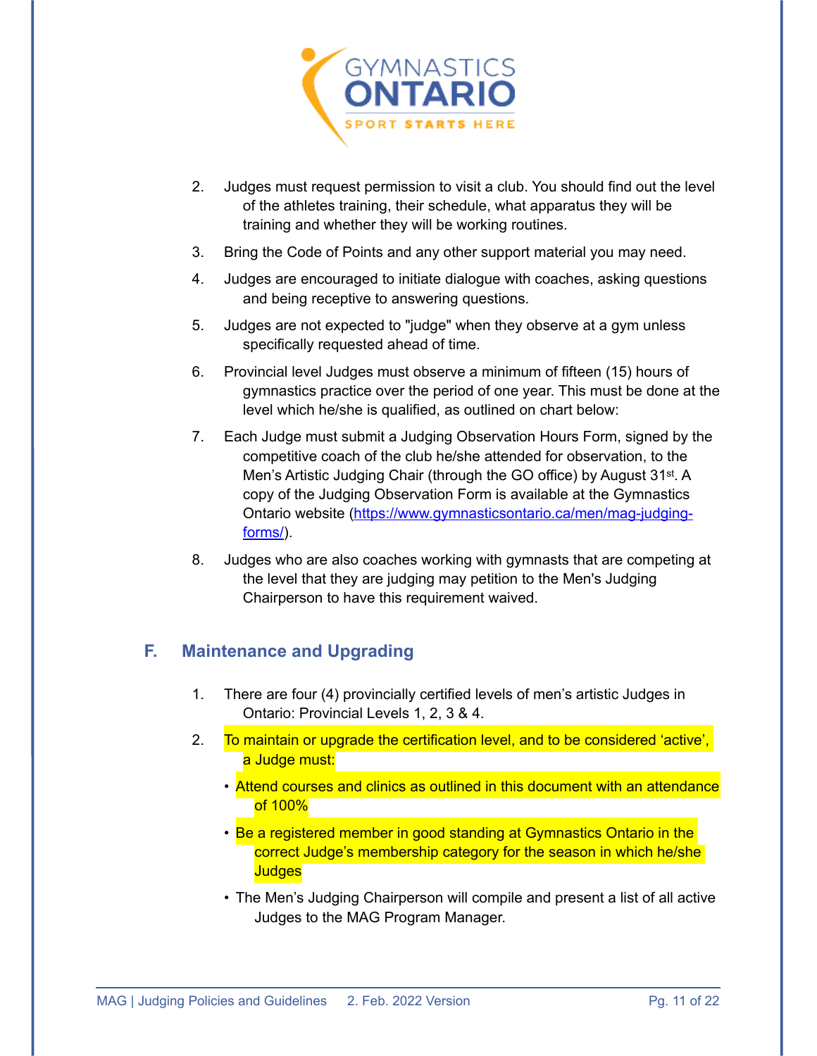2. Judges must request permission to visit a club. You should find out the level of the athletes training, their schedule, what apparatus they will be training and whether they will be working routines.
3. Bring the Code of Points and any other support material you may need.
4. Judges are encouraged to initiate dialogue with coaches, asking questions and being receptive to answering questions.
5. Judges are not expected to "judge" when they observe at a gym unless specifically requested ahead of time.
6. Provincial level Judges must observe a minimum of fifteen (15) hours of gymnastics practice over the period of one year. This must be done at the level which he/she is qualified, as outlined on chart below:
7. Each Judge must submit a Judging Observation Hours Form, signed by the competitive coach of the club he/she attended for observation, to the Men's Artistic Judging Chair (through the GO office) by August 31st. A copy of the Judging Observation Form is available at the Gymnastics Ontario website (https://www.gymnasticsontario.ca/men/mag-judging-forms/).
8. Judges who are also coaches working with gymnasts that are competing at the level that they are judging may petition to the Men's Judging Chairperson to have this requirement waived.

## F. Maintenance and Upgrading

1. There are four (4) provincially certified levels of men's artistic Judges in Ontario: Provincial Levels 1, 2, 3 & 4.
2. To maintain or upgrade the certification level, and to be considered 'active', a Judge must:
   - Attend courses and clinics as outlined in this document with an attendance of 100%
   - Be a registered member in good standing at Gymnastics Ontario in the correct Judge's membership category for the season in which he/she Judges
   - The Men's Judging Chairperson will compile and present a list of all active Judges to the MAG Program Manager.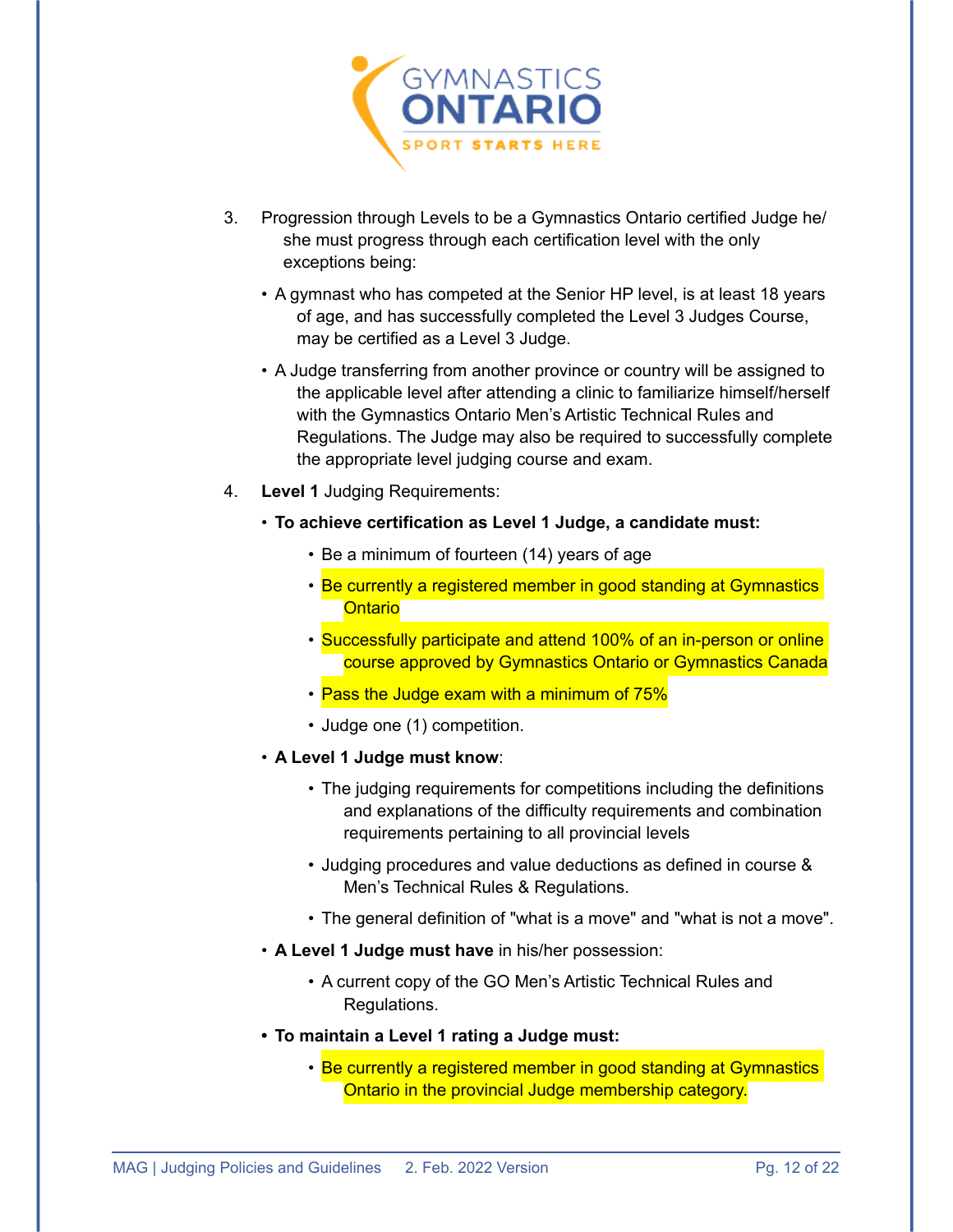3. Progression through Levels to be a Gymnastics Ontario certified Judge he/she must progress through each certification level with the only exceptions being:

   - A gymnast who has competed at the Senior HP level, is at least 18 years of age, and has successfully completed the Level 3 Judges Course, may be certified as a Level 3 Judge.
   - A Judge transferring from another province or country will be assigned to the applicable level after attending a clinic to familiarize himself/herself with the Gymnastics Ontario Men's Artistic Technical Rules and Regulations. The Judge may also be required to successfully complete the appropriate level judging course and exam.

4. **Level 1** Judging Requirements:

   - **To achieve certification as Level 1 Judge, a candidate must:**
     - Be a minimum of fourteen (14) years of age
     - Be currently a registered member in good standing at Gymnastics Ontario
     - Successfully participate and attend 100% of an in-person or online course approved by Gymnastics Ontario or Gymnastics Canada
     - Pass the Judge exam with a minimum of 75%
     - Judge one (1) competition.
   - **A Level 1 Judge must know**:
     - The judging requirements for competitions including the definitions and explanations of the difficulty requirements and combination requirements pertaining to all provincial levels
     - Judging procedures and value deductions as defined in course & Men's Technical Rules & Regulations.
     - The general definition of "what is a move" and "what is not a move".
   - **A Level 1 Judge must have** in his/her possession:
     - A current copy of the GO Men's Artistic Technical Rules and Regulations.
   - **To maintain a Level 1 rating a Judge must:**
     - Be currently a registered member in good standing at Gymnastics Ontario in the provincial Judge membership category.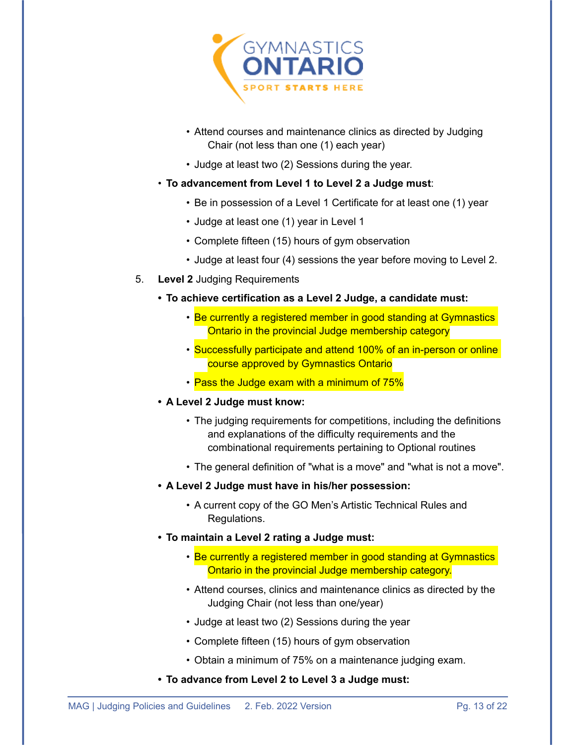- Attend courses and maintenance clinics as directed by Judging Chair (not less than one (1) each year)
- Judge at least two (2) Sessions during the year.

- **To advancement from Level 1 to Level 2 a Judge must**:
  - Be in possession of a Level 1 Certificate for at least one (1) year
  - Judge at least one (1) year in Level 1
  - Complete fifteen (15) hours of gym observation
  - Judge at least four (4) sessions the year before moving to Level 2.

5. **Level 2** Judging Requirements

- **To achieve certification as a Level 2 Judge, a candidate must:**
  - Be currently a registered member in good standing at Gymnastics Ontario in the provincial Judge membership category
  - Successfully participate and attend 100% of an in-person or online course approved by Gymnastics Ontario
  - Pass the Judge exam with a minimum of 75%
- **A Level 2 Judge must know:**
  - The judging requirements for competitions, including the definitions and explanations of the difficulty requirements and the combinational requirements pertaining to Optional routines
  - The general definition of "what is a move" and "what is not a move".
- **A Level 2 Judge must have in his/her possession:**
  - A current copy of the GO Men's Artistic Technical Rules and Regulations.
- **To maintain a Level 2 rating a Judge must:**
  - Be currently a registered member in good standing at Gymnastics Ontario in the provincial Judge membership category.
  - Attend courses, clinics and maintenance clinics as directed by the Judging Chair (not less than one/year)
  - Judge at least two (2) Sessions during the year
  - Complete fifteen (15) hours of gym observation
  - Obtain a minimum of 75% on a maintenance judging exam.
- **To advance from Level 2 to Level 3 a Judge must:**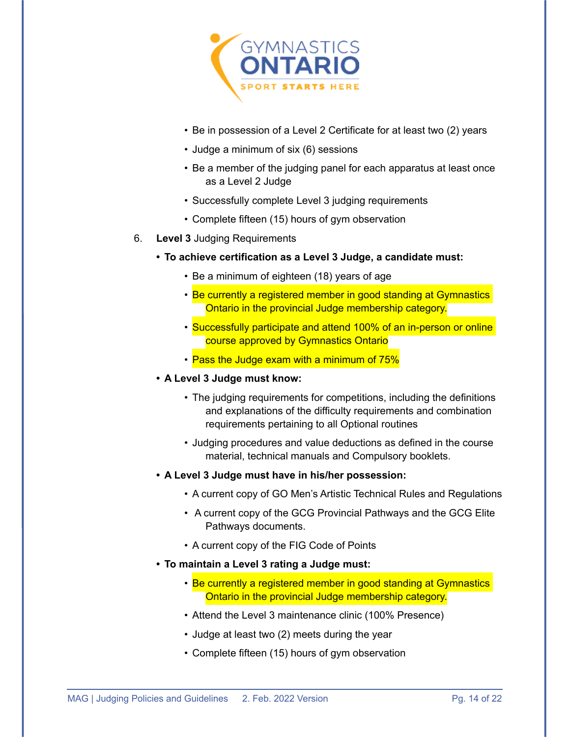- Be in possession of a Level 2 Certificate for at least two (2) years
- Judge a minimum of six (6) sessions
- Be a member of the judging panel for each apparatus at least once as a Level 2 Judge
- Successfully complete Level 3 judging requirements
- Complete fifteen (15) hours of gym observation

6. **Level 3** Judging Requirements

- **To achieve certification as a Level 3 Judge, a candidate must:**
  - Be a minimum of eighteen (18) years of age
  - Be currently a registered member in good standing at Gymnastics Ontario in the provincial Judge membership category.
  - Successfully participate and attend 100% of an in-person or online course approved by Gymnastics Ontario
  - Pass the Judge exam with a minimum of 75%
- **A Level 3 Judge must know:**
  - The judging requirements for competitions, including the definitions and explanations of the difficulty requirements and combination requirements pertaining to all Optional routines
  - Judging procedures and value deductions as defined in the course material, technical manuals and Compulsory booklets.
- **A Level 3 Judge must have in his/her possession:**
  - A current copy of GO Men's Artistic Technical Rules and Regulations
  - A current copy of the GCG Provincial Pathways and the GCG Elite Pathways documents.
  - A current copy of the FIG Code of Points
- **To maintain a Level 3 rating a Judge must:**
  - Be currently a registered member in good standing at Gymnastics Ontario in the provincial Judge membership category.
  - Attend the Level 3 maintenance clinic (100% Presence)
  - Judge at least two (2) meets during the year
  - Complete fifteen (15) hours of gym observation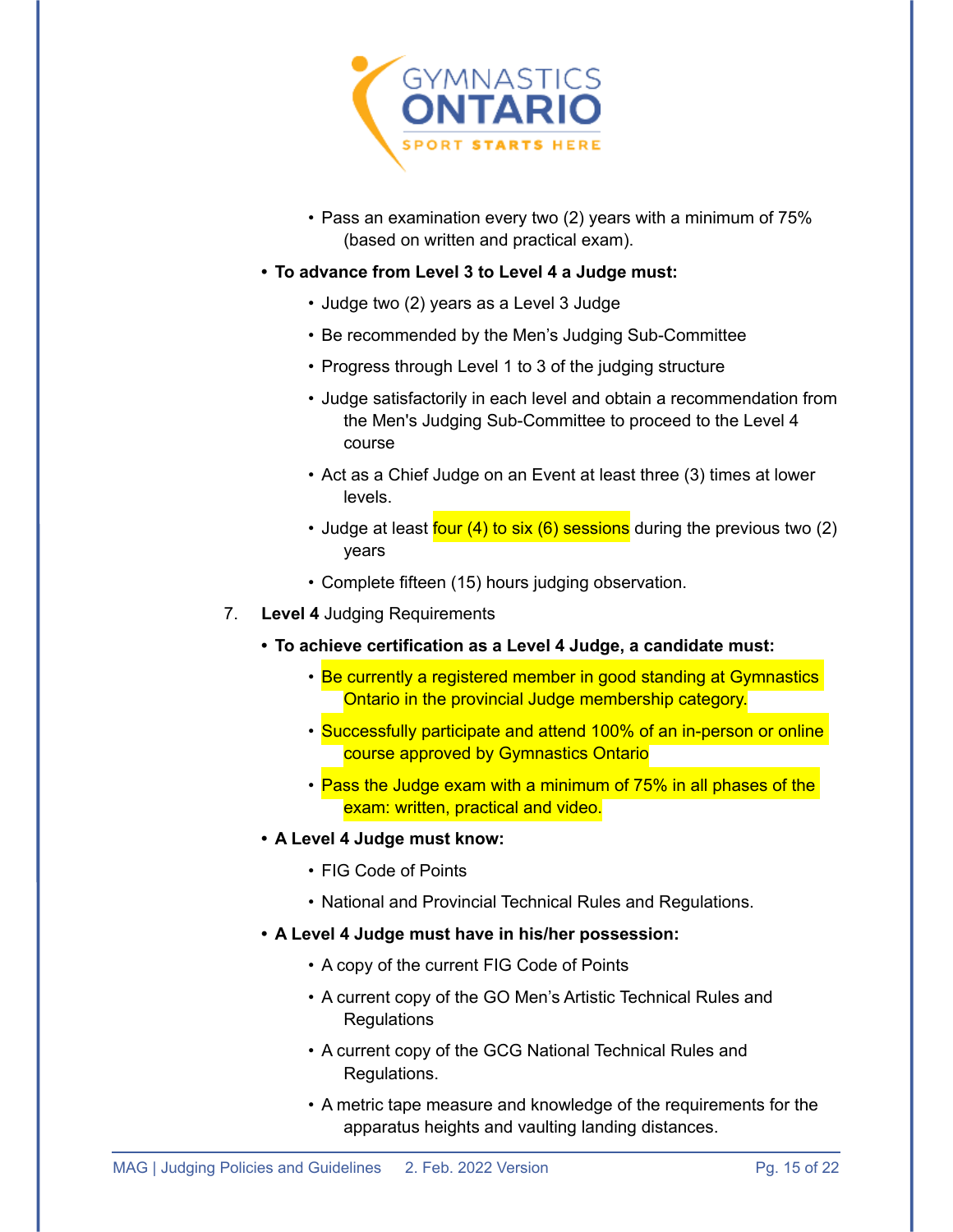- Pass an examination every two (2) years with a minimum of 75% (based on written and practical exam).

- **To advance from Level 3 to Level 4 a Judge must:**
  - Judge two (2) years as a Level 3 Judge
  - Be recommended by the Men's Judging Sub-Committee
  - Progress through Level 1 to 3 of the judging structure
  - Judge satisfactorily in each level and obtain a recommendation from the Men's Judging Sub-Committee to proceed to the Level 4 course
  - Act as a Chief Judge on an Event at least three (3) times at lower levels.
  - Judge at least four (4) to six (6) sessions during the previous two (2) years
  - Complete fifteen (15) hours judging observation.

7. **Level 4** Judging Requirements

- **To achieve certification as a Level 4 Judge, a candidate must:**
  - Be currently a registered member in good standing at Gymnastics Ontario in the provincial Judge membership category.
  - Successfully participate and attend 100% of an in-person or online course approved by Gymnastics Ontario
  - Pass the Judge exam with a minimum of 75% in all phases of the exam: written, practical and video.

- **A Level 4 Judge must know:**
  - FIG Code of Points
  - National and Provincial Technical Rules and Regulations.

- **A Level 4 Judge must have in his/her possession:**
  - A copy of the current FIG Code of Points
  - A current copy of the GO Men's Artistic Technical Rules and Regulations
  - A current copy of the GCG National Technical Rules and Regulations.
  - A metric tape measure and knowledge of the requirements for the apparatus heights and vaulting landing distances.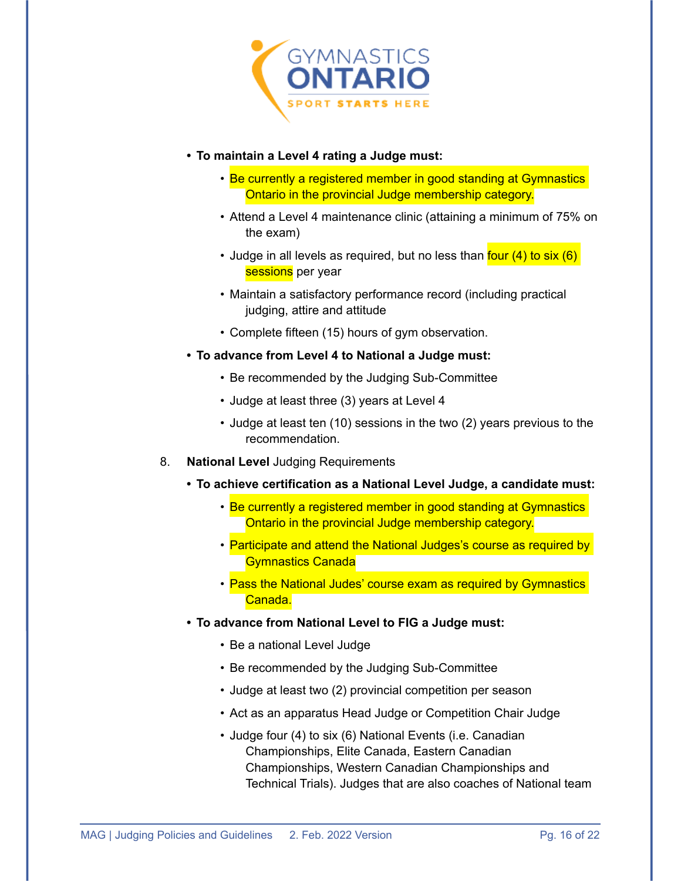- **To maintain a Level 4 rating a Judge must:**
  - Be currently a registered member in good standing at Gymnastics Ontario in the provincial Judge membership category.
  - Attend a Level 4 maintenance clinic (attaining a minimum of 75% on the exam)
  - Judge in all levels as required, but no less than four (4) to six (6) sessions per year
  - Maintain a satisfactory performance record (including practical judging, attire and attitude
  - Complete fifteen (15) hours of gym observation.
- **To advance from Level 4 to National a Judge must:**
  - Be recommended by the Judging Sub-Committee
  - Judge at least three (3) years at Level 4
  - Judge at least ten (10) sessions in the two (2) years previous to the recommendation.

8. **National Level** Judging Requirements

- **To achieve certification as a National Level Judge, a candidate must:**
  - Be currently a registered member in good standing at Gymnastics Ontario in the provincial Judge membership category.
  - Participate and attend the National Judges's course as required by Gymnastics Canada
  - Pass the National Judes' course exam as required by Gymnastics Canada.
- **To advance from National Level to FIG a Judge must:**
  - Be a national Level Judge
  - Be recommended by the Judging Sub-Committee
  - Judge at least two (2) provincial competition per season
  - Act as an apparatus Head Judge or Competition Chair Judge
  - Judge four (4) to six (6) National Events (i.e. Canadian Championships, Elite Canada, Eastern Canadian Championships, Western Canadian Championships and Technical Trials). Judges that are also coaches of National team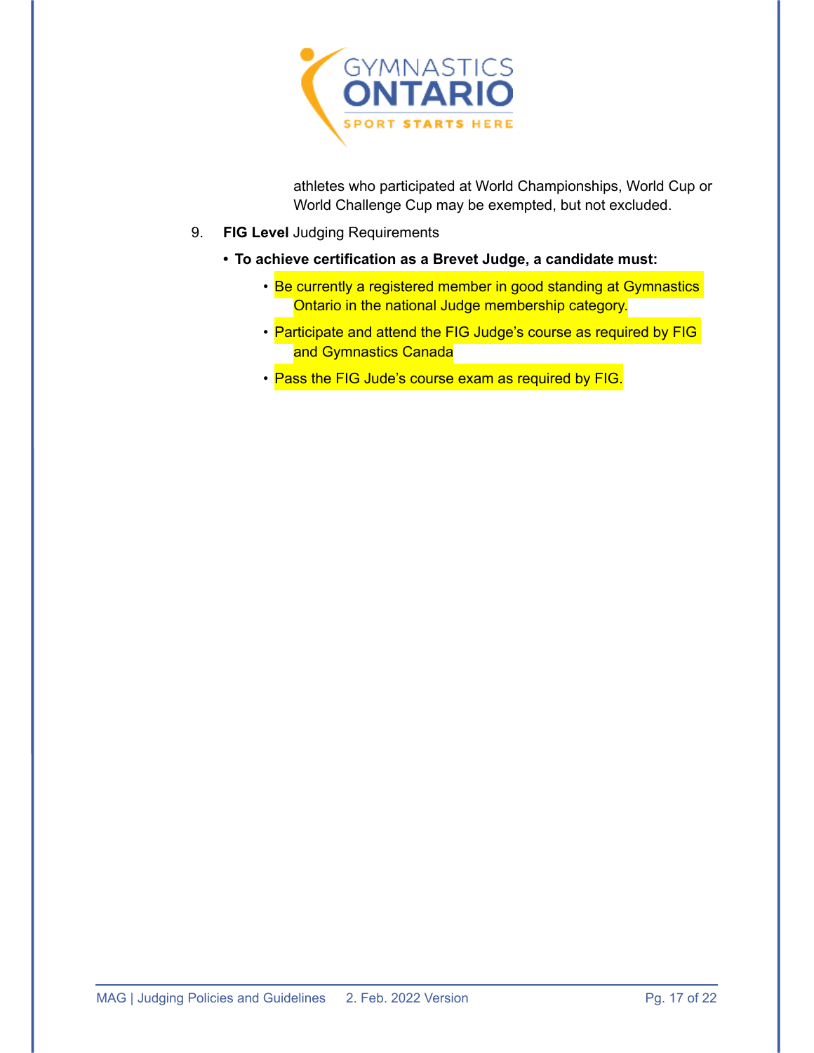athletes who participated at World Championships, World Cup or World Challenge Cup may be exempted, but not excluded.

9. **FIG Level** Judging Requirements

   - **To achieve certification as a Brevet Judge, a candidate must:**
     - Be currently a registered member in good standing at Gymnastics Ontario in the national Judge membership category.
     - Participate and attend the FIG Judge's course as required by FIG and Gymnastics Canada
     - Pass the FIG Jude's course exam as required by FIG.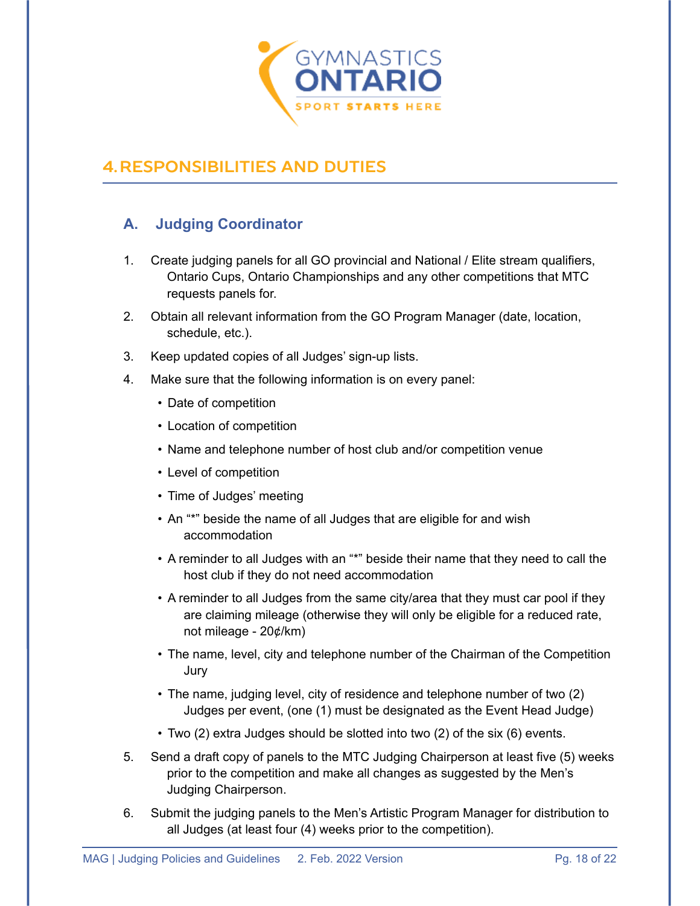## 4. RESPONSIBILITIES AND DUTIES

### A. Judging Coordinator

1. Create judging panels for all GO provincial and National / Elite stream qualifiers, Ontario Cups, Ontario Championships and any other competitions that MTC requests panels for.
2. Obtain all relevant information from the GO Program Manager (date, location, schedule, etc.).
3. Keep updated copies of all Judges' sign-up lists.
4. Make sure that the following information is on every panel:
   - Date of competition
   - Location of competition
   - Name and telephone number of host club and/or competition venue
   - Level of competition
   - Time of Judges' meeting
   - An "*" beside the name of all Judges that are eligible for and wish accommodation
   - A reminder to all Judges with an "*" beside their name that they need to call the host club if they do not need accommodation
   - A reminder to all Judges from the same city/area that they must car pool if they are claiming mileage (otherwise they will only be eligible for a reduced rate, not mileage - 20¢/km)
   - The name, level, city and telephone number of the Chairman of the Competition Jury
   - The name, judging level, city of residence and telephone number of two (2) Judges per event, (one (1) must be designated as the Event Head Judge)
   - Two (2) extra Judges should be slotted into two (2) of the six (6) events.
5. Send a draft copy of panels to the MTC Judging Chairperson at least five (5) weeks prior to the competition and make all changes as suggested by the Men's Judging Chairperson.
6. Submit the judging panels to the Men's Artistic Program Manager for distribution to all Judges (at least four (4) weeks prior to the competition).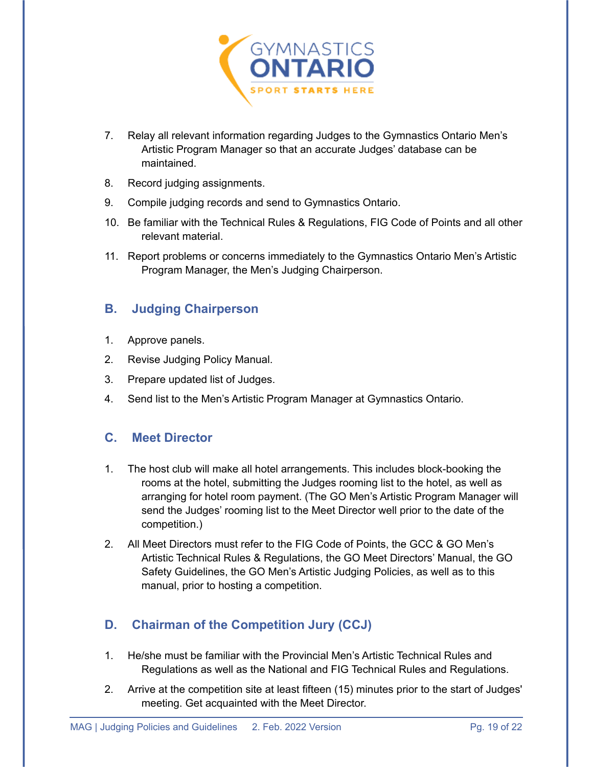7. Relay all relevant information regarding Judges to the Gymnastics Ontario Men's Artistic Program Manager so that an accurate Judges' database can be maintained.
8. Record judging assignments.
9. Compile judging records and send to Gymnastics Ontario.
10. Be familiar with the Technical Rules & Regulations, FIG Code of Points and all other relevant material.
11. Report problems or concerns immediately to the Gymnastics Ontario Men's Artistic Program Manager, the Men's Judging Chairperson.

## B. Judging Chairperson

1. Approve panels.
2. Revise Judging Policy Manual.
3. Prepare updated list of Judges.
4. Send list to the Men's Artistic Program Manager at Gymnastics Ontario.

## C. Meet Director

1. The host club will make all hotel arrangements. This includes block-booking the rooms at the hotel, submitting the Judges rooming list to the hotel, as well as arranging for hotel room payment. (The GO Men's Artistic Program Manager will send the Judges' rooming list to the Meet Director well prior to the date of the competition.)
2. All Meet Directors must refer to the FIG Code of Points, the GCC & GO Men's Artistic Technical Rules & Regulations, the GO Meet Directors' Manual, the GO Safety Guidelines, the GO Men's Artistic Judging Policies, as well as to this manual, prior to hosting a competition.

## D. Chairman of the Competition Jury (CCJ)

1. He/she must be familiar with the Provincial Men's Artistic Technical Rules and Regulations as well as the National and FIG Technical Rules and Regulations.
2. Arrive at the competition site at least fifteen (15) minutes prior to the start of Judges' meeting. Get acquainted with the Meet Director.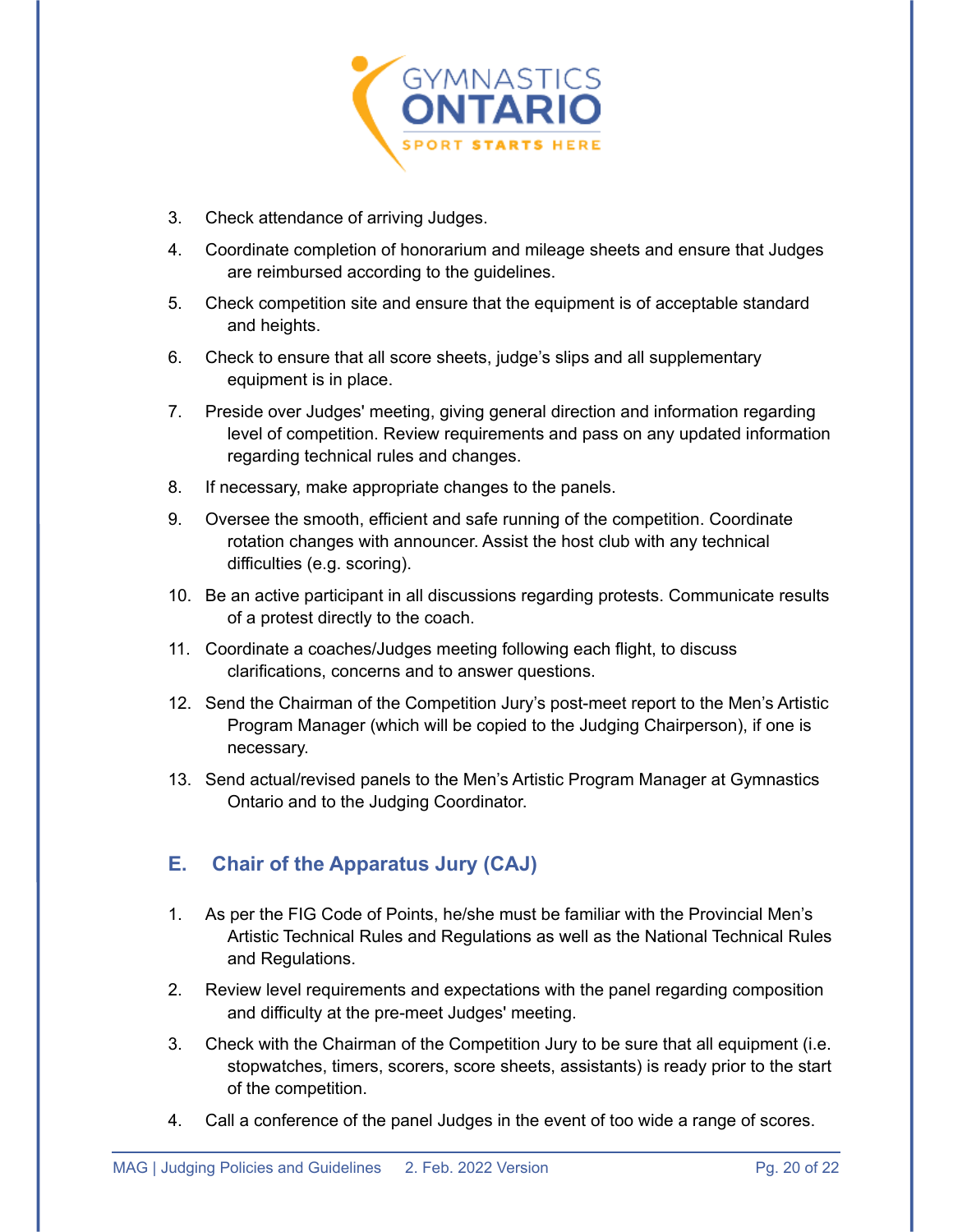3. Check attendance of arriving Judges.
4. Coordinate completion of honorarium and mileage sheets and ensure that Judges are reimbursed according to the guidelines.
5. Check competition site and ensure that the equipment is of acceptable standard and heights.
6. Check to ensure that all score sheets, judge's slips and all supplementary equipment is in place.
7. Preside over Judges' meeting, giving general direction and information regarding level of competition. Review requirements and pass on any updated information regarding technical rules and changes.
8. If necessary, make appropriate changes to the panels.
9. Oversee the smooth, efficient and safe running of the competition. Coordinate rotation changes with announcer. Assist the host club with any technical difficulties (e.g. scoring).
10. Be an active participant in all discussions regarding protests. Communicate results of a protest directly to the coach.
11. Coordinate a coaches/Judges meeting following each flight, to discuss clarifications, concerns and to answer questions.
12. Send the Chairman of the Competition Jury's post-meet report to the Men's Artistic Program Manager (which will be copied to the Judging Chairperson), if one is necessary.
13. Send actual/revised panels to the Men's Artistic Program Manager at Gymnastics Ontario and to the Judging Coordinator.

## E. Chair of the Apparatus Jury (CAJ)

1. As per the FIG Code of Points, he/she must be familiar with the Provincial Men's Artistic Technical Rules and Regulations as well as the National Technical Rules and Regulations.
2. Review level requirements and expectations with the panel regarding composition and difficulty at the pre-meet Judges' meeting.
3. Check with the Chairman of the Competition Jury to be sure that all equipment (i.e. stopwatches, timers, scorers, score sheets, assistants) is ready prior to the start of the competition.
4. Call a conference of the panel Judges in the event of too wide a range of scores.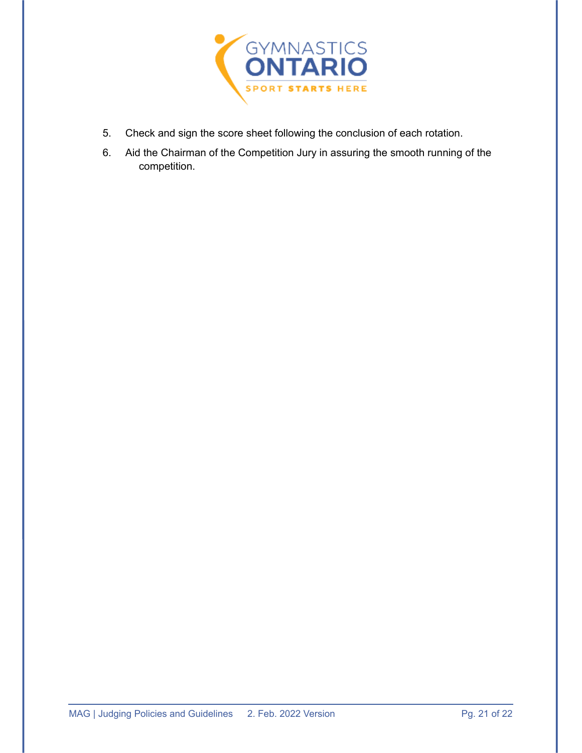5. Check and sign the score sheet following the conclusion of each rotation.
6. Aid the Chairman of the Competition Jury in assuring the smooth running of the competition.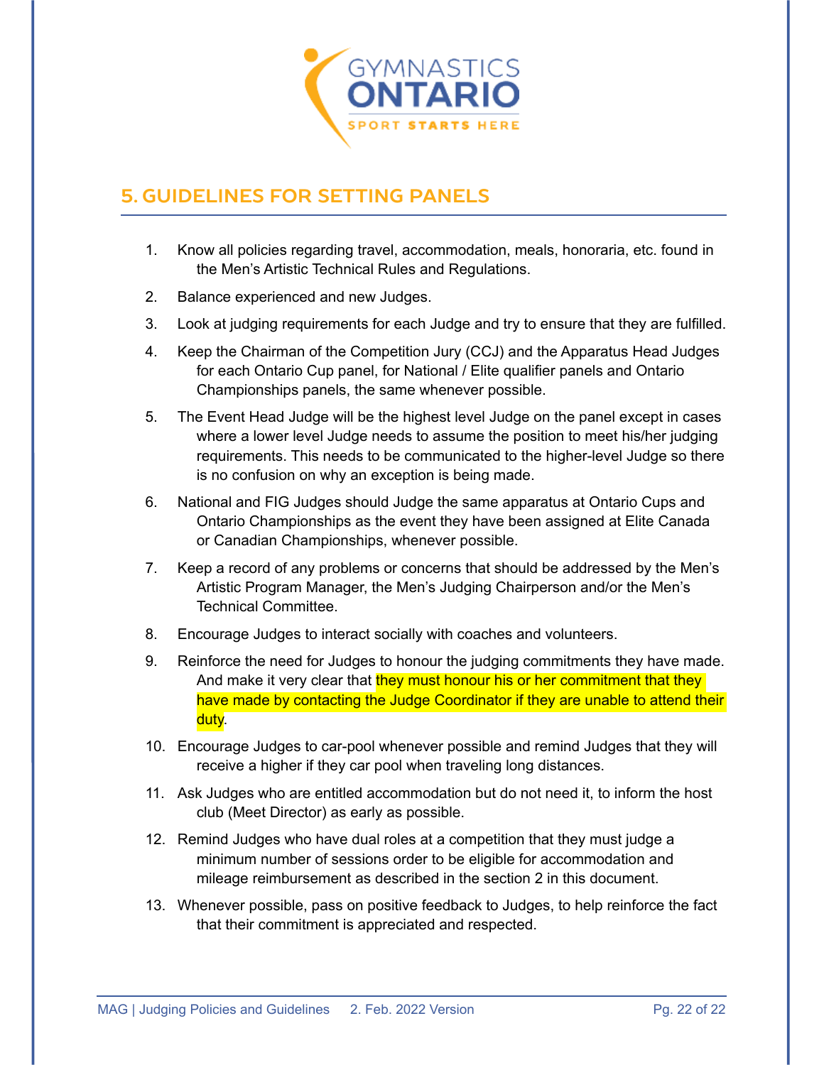## 5. GUIDELINES FOR SETTING PANELS

1. Know all policies regarding travel, accommodation, meals, honoraria, etc. found in the Men's Artistic Technical Rules and Regulations.
2. Balance experienced and new Judges.
3. Look at judging requirements for each Judge and try to ensure that they are fulfilled.
4. Keep the Chairman of the Competition Jury (CCJ) and the Apparatus Head Judges for each Ontario Cup panel, for National / Elite qualifier panels and Ontario Championships panels, the same whenever possible.
5. The Event Head Judge will be the highest level Judge on the panel except in cases where a lower level Judge needs to assume the position to meet his/her judging requirements. This needs to be communicated to the higher-level Judge so there is no confusion on why an exception is being made.
6. National and FIG Judges should Judge the same apparatus at Ontario Cups and Ontario Championships as the event they have been assigned at Elite Canada or Canadian Championships, whenever possible.
7. Keep a record of any problems or concerns that should be addressed by the Men's Artistic Program Manager, the Men's Judging Chairperson and/or the Men's Technical Committee.
8. Encourage Judges to interact socially with coaches and volunteers.
9. Reinforce the need for Judges to honour the judging commitments they have made. And make it very clear that they must honour his or her commitment that they have made by contacting the Judge Coordinator if they are unable to attend their duty.
10. Encourage Judges to car-pool whenever possible and remind Judges that they will receive a higher if they car pool when traveling long distances.
11. Ask Judges who are entitled accommodation but do not need it, to inform the host club (Meet Director) as early as possible.
12. Remind Judges who have dual roles at a competition that they must judge a minimum number of sessions order to be eligible for accommodation and mileage reimbursement as described in the section 2 in this document.
13. Whenever possible, pass on positive feedback to Judges, to help reinforce the fact that their commitment is appreciated and respected.